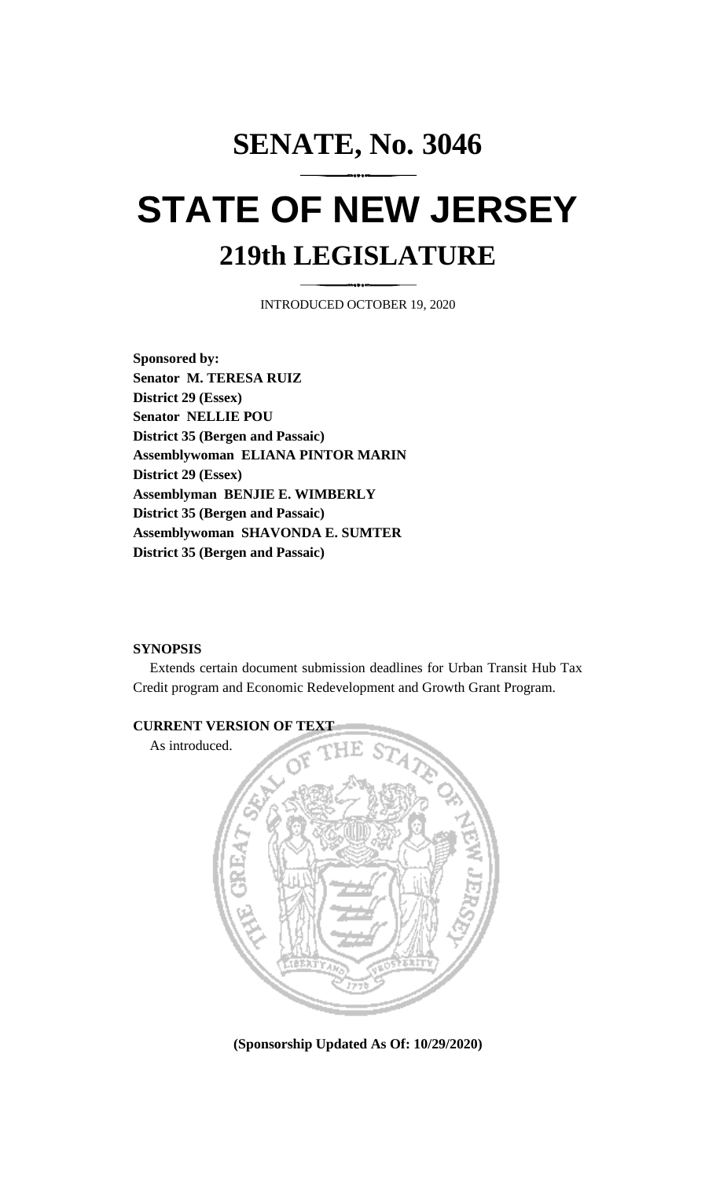# SENATE, No. 3046

# STATE OF NEW JERSEY

## 219th LEGISLATURE

INTRODUCED OCTOBER 19, 2020

**Sponsored by:**
**Senator M. TERESA RUIZ**
**District 29 (Essex)**
**Senator NELLIE POU**
**District 35 (Bergen and Passaic)**
**Assemblywoman ELIANA PINTOR MARIN**
**District 29 (Essex)**
**Assemblyman BENJIE E. WIMBERLY**
**District 35 (Bergen and Passaic)**
**Assemblywoman SHAVONDA E. SUMTER**
**District 35 (Bergen and Passaic)**

**SYNOPSIS**

Extends certain document submission deadlines for Urban Transit Hub Tax Credit program and Economic Redevelopment and Growth Grant Program.

**CURRENT VERSION OF TEXT**

As introduced.

**(Sponsorship Updated As Of: 10/29/2020)**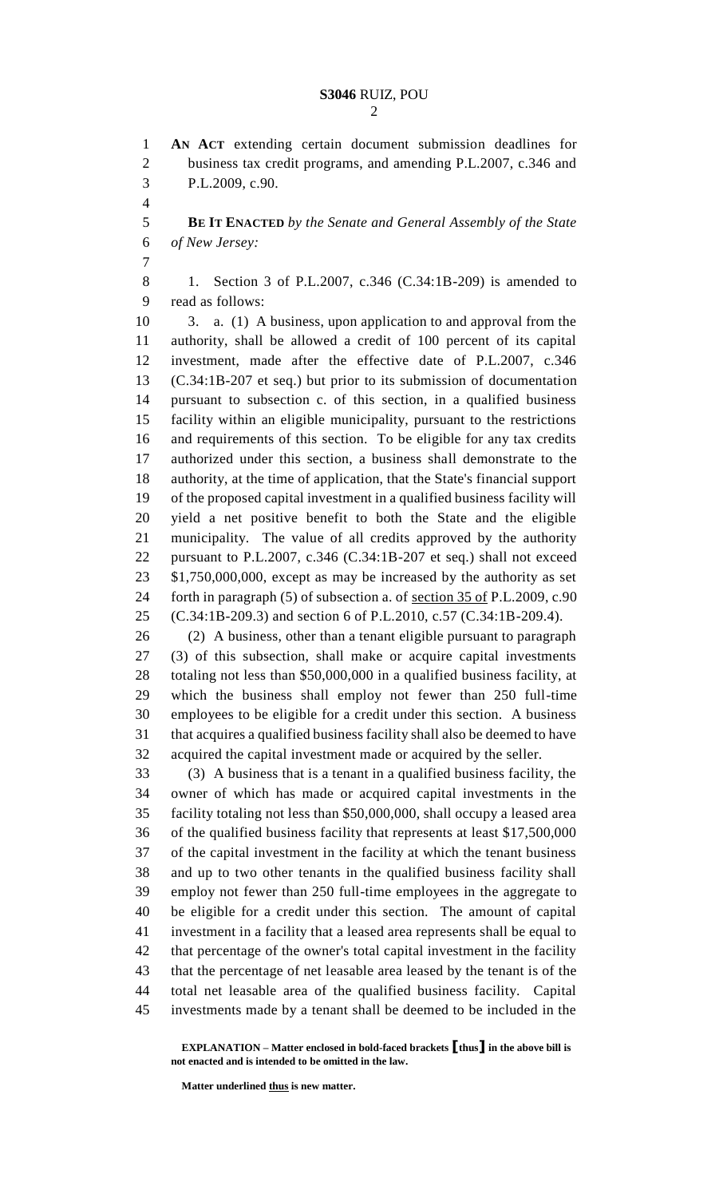**AN ACT** extending certain document submission deadlines for business tax credit programs, and amending P.L.2007, c.346 and P.L.2009, c.90.

**BE IT ENACTED** *by the Senate and General Assembly of the State of New Jersey:*

1. Section 3 of P.L.2007, c.346 (C.34:1B-209) is amended to read as follows:

3. a. (1) A business, upon application to and approval from the authority, shall be allowed a credit of 100 percent of its capital investment, made after the effective date of P.L.2007, c.346 (C.34:1B-207 et seq.) but prior to its submission of documentation pursuant to subsection c. of this section, in a qualified business facility within an eligible municipality, pursuant to the restrictions and requirements of this section. To be eligible for any tax credits authorized under this section, a business shall demonstrate to the authority, at the time of application, that the State's financial support of the proposed capital investment in a qualified business facility will yield a net positive benefit to both the State and the eligible municipality. The value of all credits approved by the authority pursuant to P.L.2007, c.346 (C.34:1B-207 et seq.) shall not exceed $1,750,000,000, except as may be increased by the authority as set forth in paragraph (5) of subsection a. of section 35 of P.L.2009, c.90 (C.34:1B-209.3) and section 6 of P.L.2010, c.57 (C.34:1B-209.4).

(2) A business, other than a tenant eligible pursuant to paragraph (3) of this subsection, shall make or acquire capital investments totaling not less than $50,000,000 in a qualified business facility, at which the business shall employ not fewer than 250 full-time employees to be eligible for a credit under this section. A business that acquires a qualified business facility shall also be deemed to have acquired the capital investment made or acquired by the seller.

(3) A business that is a tenant in a qualified business facility, the owner of which has made or acquired capital investments in the facility totaling not less than $50,000,000, shall occupy a leased area of the qualified business facility that represents at least $17,500,000 of the capital investment in the facility at which the tenant business and up to two other tenants in the qualified business facility shall employ not fewer than 250 full-time employees in the aggregate to be eligible for a credit under this section. The amount of capital investment in a facility that a leased area represents shall be equal to that percentage of the owner's total capital investment in the facility that the percentage of net leasable area leased by the tenant is of the total net leasable area of the qualified business facility. Capital investments made by a tenant shall be deemed to be included in the

**EXPLANATION – Matter enclosed in bold-faced brackets [thus] in the above bill is not enacted and is intended to be omitted in the law.**

**Matter underlined thus is new matter.**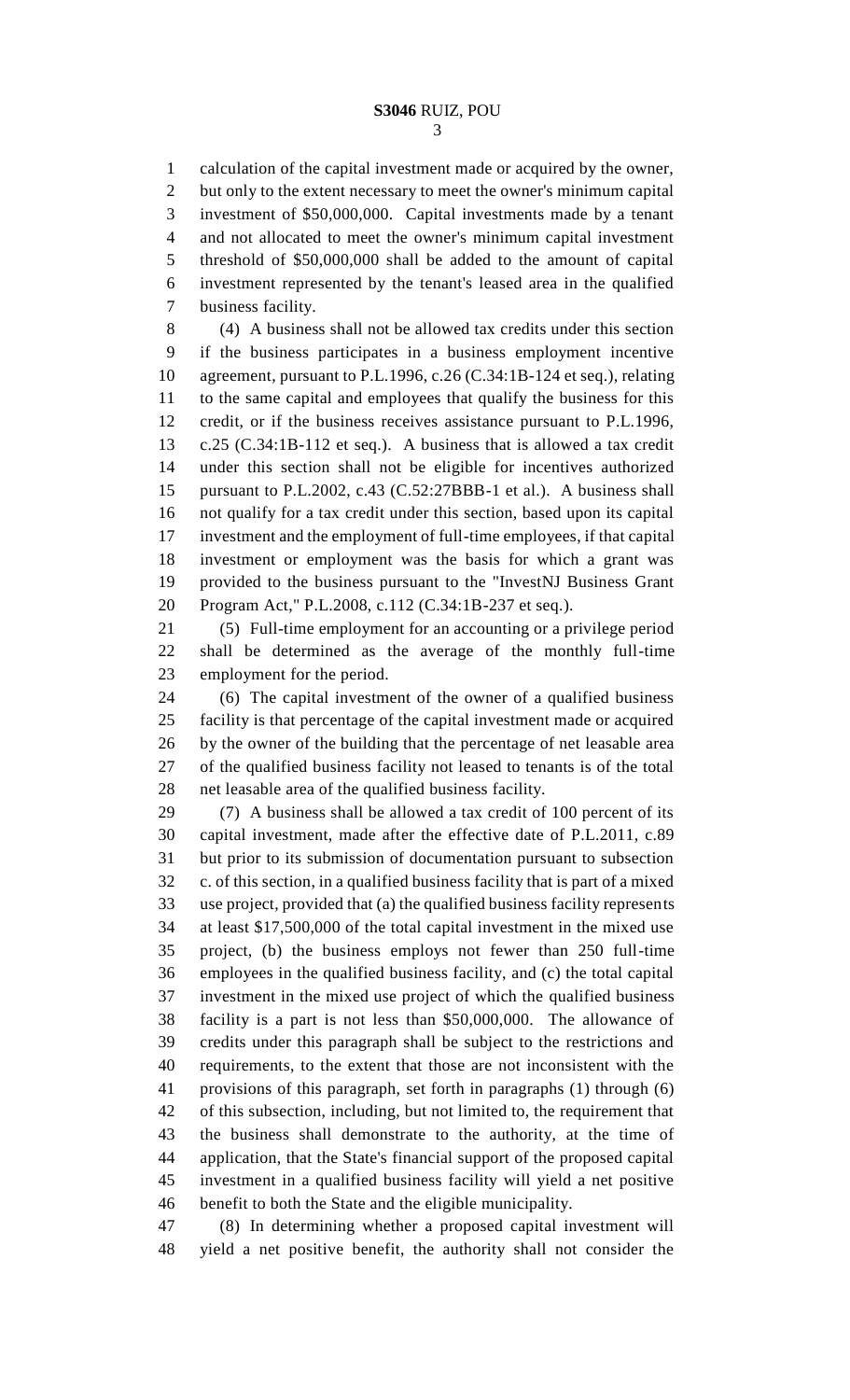calculation of the capital investment made or acquired by the owner, but only to the extent necessary to meet the owner's minimum capital investment of $50,000,000. Capital investments made by a tenant and not allocated to meet the owner's minimum capital investment threshold of $50,000,000 shall be added to the amount of capital investment represented by the tenant's leased area in the qualified business facility.

(4) A business shall not be allowed tax credits under this section if the business participates in a business employment incentive agreement, pursuant to P.L.1996, c.26 (C.34:1B-124 et seq.), relating to the same capital and employees that qualify the business for this credit, or if the business receives assistance pursuant to P.L.1996, c.25 (C.34:1B-112 et seq.). A business that is allowed a tax credit under this section shall not be eligible for incentives authorized pursuant to P.L.2002, c.43 (C.52:27BBB-1 et al.). A business shall not qualify for a tax credit under this section, based upon its capital investment and the employment of full-time employees, if that capital investment or employment was the basis for which a grant was provided to the business pursuant to the "InvestNJ Business Grant Program Act," P.L.2008, c.112 (C.34:1B-237 et seq.).

(5) Full-time employment for an accounting or a privilege period shall be determined as the average of the monthly full-time employment for the period.

(6) The capital investment of the owner of a qualified business facility is that percentage of the capital investment made or acquired by the owner of the building that the percentage of net leasable area of the qualified business facility not leased to tenants is of the total net leasable area of the qualified business facility.

(7) A business shall be allowed a tax credit of 100 percent of its capital investment, made after the effective date of P.L.2011, c.89 but prior to its submission of documentation pursuant to subsection c. of this section, in a qualified business facility that is part of a mixed use project, provided that (a) the qualified business facility represents at least $17,500,000 of the total capital investment in the mixed use project, (b) the business employs not fewer than 250 full-time employees in the qualified business facility, and (c) the total capital investment in the mixed use project of which the qualified business facility is a part is not less than $50,000,000. The allowance of credits under this paragraph shall be subject to the restrictions and requirements, to the extent that those are not inconsistent with the provisions of this paragraph, set forth in paragraphs (1) through (6) of this subsection, including, but not limited to, the requirement that the business shall demonstrate to the authority, at the time of application, that the State's financial support of the proposed capital investment in a qualified business facility will yield a net positive benefit to both the State and the eligible municipality.

(8) In determining whether a proposed capital investment will yield a net positive benefit, the authority shall not consider the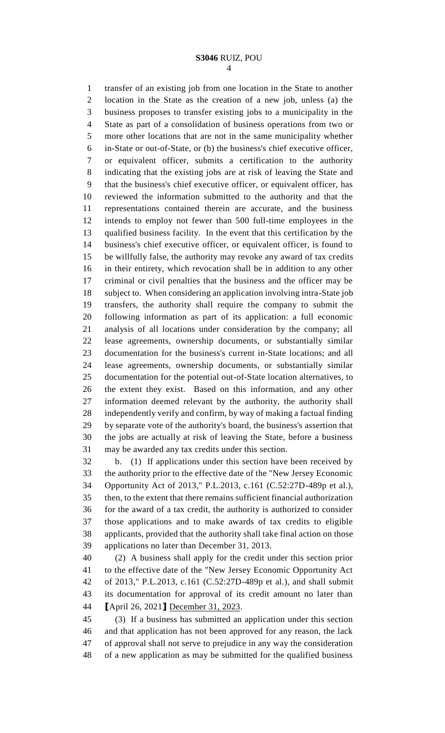transfer of an existing job from one location in the State to another location in the State as the creation of a new job, unless (a) the business proposes to transfer existing jobs to a municipality in the State as part of a consolidation of business operations from two or more other locations that are not in the same municipality whether in-State or out-of-State, or (b) the business's chief executive officer, or equivalent officer, submits a certification to the authority indicating that the existing jobs are at risk of leaving the State and that the business's chief executive officer, or equivalent officer, has reviewed the information submitted to the authority and that the representations contained therein are accurate, and the business intends to employ not fewer than 500 full-time employees in the qualified business facility. In the event that this certification by the business's chief executive officer, or equivalent officer, is found to be willfully false, the authority may revoke any award of tax credits in their entirety, which revocation shall be in addition to any other criminal or civil penalties that the business and the officer may be subject to. When considering an application involving intra-State job transfers, the authority shall require the company to submit the following information as part of its application: a full economic analysis of all locations under consideration by the company; all lease agreements, ownership documents, or substantially similar documentation for the business's current in-State locations; and all lease agreements, ownership documents, or substantially similar documentation for the potential out-of-State location alternatives, to the extent they exist. Based on this information, and any other information deemed relevant by the authority, the authority shall independently verify and confirm, by way of making a factual finding by separate vote of the authority's board, the business's assertion that the jobs are actually at risk of leaving the State, before a business may be awarded any tax credits under this section.

b. (1) If applications under this section have been received by the authority prior to the effective date of the "New Jersey Economic Opportunity Act of 2013," P.L.2013, c.161 (C.52:27D-489p et al.), then, to the extent that there remains sufficient financial authorization for the award of a tax credit, the authority is authorized to consider those applications and to make awards of tax credits to eligible applicants, provided that the authority shall take final action on those applications no later than December 31, 2013.

(2) A business shall apply for the credit under this section prior to the effective date of the "New Jersey Economic Opportunity Act of 2013," P.L.2013, c.161 (C.52:27D-489p et al.), and shall submit its documentation for approval of its credit amount no later than [April 26, 2021] <u>December 31, 2023</u>.

(3) If a business has submitted an application under this section and that application has not been approved for any reason, the lack of approval shall not serve to prejudice in any way the consideration of a new application as may be submitted for the qualified business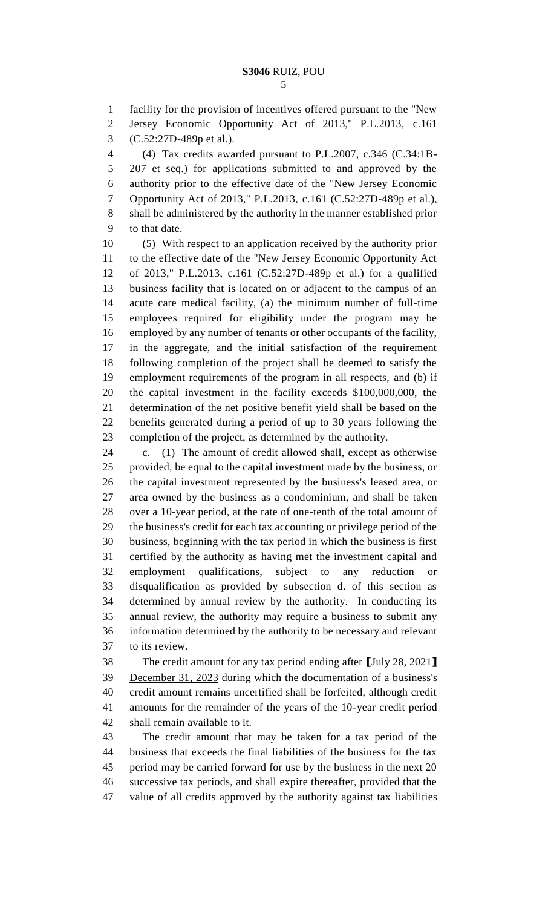facility for the provision of incentives offered pursuant to the "New Jersey Economic Opportunity Act of 2013," P.L.2013, c.161 (C.52:27D-489p et al.).

(4) Tax credits awarded pursuant to P.L.2007, c.346 (C.34:1B-207 et seq.) for applications submitted to and approved by the authority prior to the effective date of the "New Jersey Economic Opportunity Act of 2013," P.L.2013, c.161 (C.52:27D-489p et al.), shall be administered by the authority in the manner established prior to that date.

(5) With respect to an application received by the authority prior to the effective date of the "New Jersey Economic Opportunity Act of 2013," P.L.2013, c.161 (C.52:27D-489p et al.) for a qualified business facility that is located on or adjacent to the campus of an acute care medical facility, (a) the minimum number of full-time employees required for eligibility under the program may be employed by any number of tenants or other occupants of the facility, in the aggregate, and the initial satisfaction of the requirement following completion of the project shall be deemed to satisfy the employment requirements of the program in all respects, and (b) if the capital investment in the facility exceeds $100,000,000, the determination of the net positive benefit yield shall be based on the benefits generated during a period of up to 30 years following the completion of the project, as determined by the authority.

c. (1) The amount of credit allowed shall, except as otherwise provided, be equal to the capital investment made by the business, or the capital investment represented by the business's leased area, or area owned by the business as a condominium, and shall be taken over a 10-year period, at the rate of one-tenth of the total amount of the business's credit for each tax accounting or privilege period of the business, beginning with the tax period in which the business is first certified by the authority as having met the investment capital and employment qualifications, subject to any reduction or disqualification as provided by subsection d. of this section as determined by annual review by the authority. In conducting its annual review, the authority may require a business to submit any information determined by the authority to be necessary and relevant to its review.

The credit amount for any tax period ending after ⟦July 28, 2021⟧ <u>December 31, 2023</u> during which the documentation of a business's credit amount remains uncertified shall be forfeited, although credit amounts for the remainder of the years of the 10-year credit period shall remain available to it.

The credit amount that may be taken for a tax period of the business that exceeds the final liabilities of the business for the tax period may be carried forward for use by the business in the next 20 successive tax periods, and shall expire thereafter, provided that the value of all credits approved by the authority against tax liabilities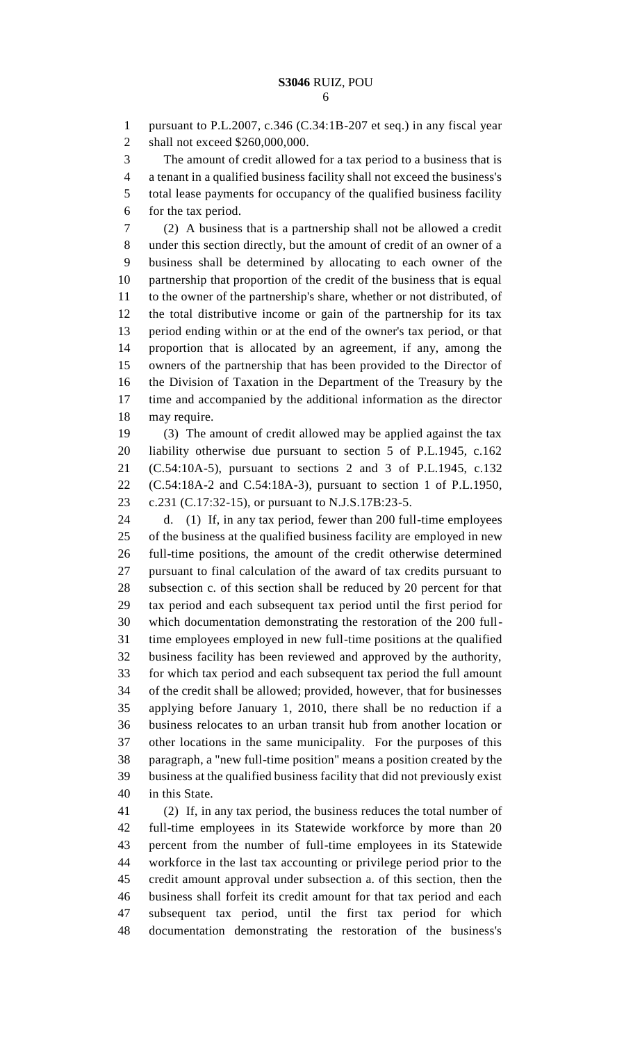pursuant to P.L.2007, c.346 (C.34:1B-207 et seq.) in any fiscal year shall not exceed $260,000,000.

The amount of credit allowed for a tax period to a business that is a tenant in a qualified business facility shall not exceed the business's total lease payments for occupancy of the qualified business facility for the tax period.

(2) A business that is a partnership shall not be allowed a credit under this section directly, but the amount of credit of an owner of a business shall be determined by allocating to each owner of the partnership that proportion of the credit of the business that is equal to the owner of the partnership's share, whether or not distributed, of the total distributive income or gain of the partnership for its tax period ending within or at the end of the owner's tax period, or that proportion that is allocated by an agreement, if any, among the owners of the partnership that has been provided to the Director of the Division of Taxation in the Department of the Treasury by the time and accompanied by the additional information as the director may require.

(3) The amount of credit allowed may be applied against the tax liability otherwise due pursuant to section 5 of P.L.1945, c.162 (C.54:10A-5), pursuant to sections 2 and 3 of P.L.1945, c.132 (C.54:18A-2 and C.54:18A-3), pursuant to section 1 of P.L.1950, c.231 (C.17:32-15), or pursuant to N.J.S.17B:23-5.

d. (1) If, in any tax period, fewer than 200 full-time employees of the business at the qualified business facility are employed in new full-time positions, the amount of the credit otherwise determined pursuant to final calculation of the award of tax credits pursuant to subsection c. of this section shall be reduced by 20 percent for that tax period and each subsequent tax period until the first period for which documentation demonstrating the restoration of the 200 full-time employees employed in new full-time positions at the qualified business facility has been reviewed and approved by the authority, for which tax period and each subsequent tax period the full amount of the credit shall be allowed; provided, however, that for businesses applying before January 1, 2010, there shall be no reduction if a business relocates to an urban transit hub from another location or other locations in the same municipality. For the purposes of this paragraph, a "new full-time position" means a position created by the business at the qualified business facility that did not previously exist in this State.

(2) If, in any tax period, the business reduces the total number of full-time employees in its Statewide workforce by more than 20 percent from the number of full-time employees in its Statewide workforce in the last tax accounting or privilege period prior to the credit amount approval under subsection a. of this section, then the business shall forfeit its credit amount for that tax period and each subsequent tax period, until the first tax period for which documentation demonstrating the restoration of the business's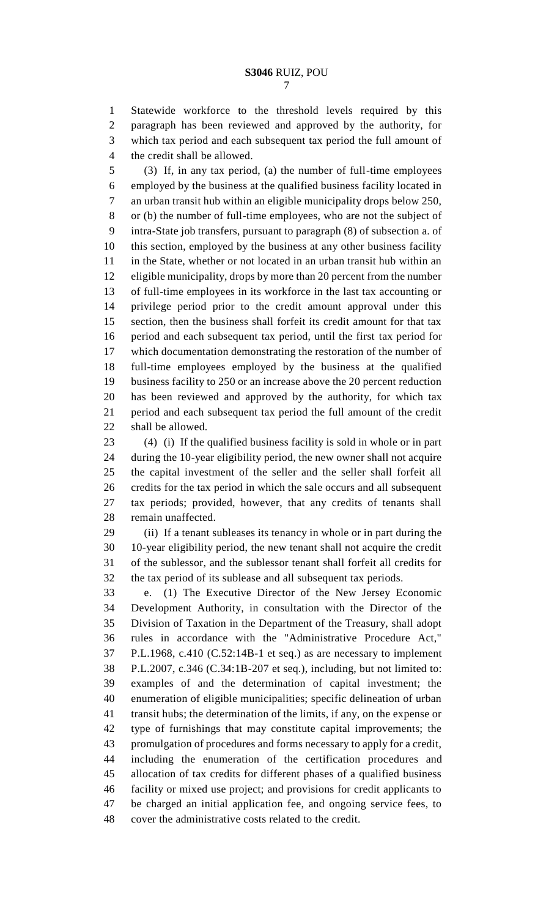Statewide workforce to the threshold levels required by this paragraph has been reviewed and approved by the authority, for which tax period and each subsequent tax period the full amount of the credit shall be allowed.

(3) If, in any tax period, (a) the number of full-time employees employed by the business at the qualified business facility located in an urban transit hub within an eligible municipality drops below 250, or (b) the number of full-time employees, who are not the subject of intra-State job transfers, pursuant to paragraph (8) of subsection a. of this section, employed by the business at any other business facility in the State, whether or not located in an urban transit hub within an eligible municipality, drops by more than 20 percent from the number of full-time employees in its workforce in the last tax accounting or privilege period prior to the credit amount approval under this section, then the business shall forfeit its credit amount for that tax period and each subsequent tax period, until the first tax period for which documentation demonstrating the restoration of the number of full-time employees employed by the business at the qualified business facility to 250 or an increase above the 20 percent reduction has been reviewed and approved by the authority, for which tax period and each subsequent tax period the full amount of the credit shall be allowed.

(4) (i) If the qualified business facility is sold in whole or in part during the 10-year eligibility period, the new owner shall not acquire the capital investment of the seller and the seller shall forfeit all credits for the tax period in which the sale occurs and all subsequent tax periods; provided, however, that any credits of tenants shall remain unaffected.

(ii) If a tenant subleases its tenancy in whole or in part during the 10-year eligibility period, the new tenant shall not acquire the credit of the sublessor, and the sublessor tenant shall forfeit all credits for the tax period of its sublease and all subsequent tax periods.

e. (1) The Executive Director of the New Jersey Economic Development Authority, in consultation with the Director of the Division of Taxation in the Department of the Treasury, shall adopt rules in accordance with the "Administrative Procedure Act," P.L.1968, c.410 (C.52:14B-1 et seq.) as are necessary to implement P.L.2007, c.346 (C.34:1B-207 et seq.), including, but not limited to: examples of and the determination of capital investment; the enumeration of eligible municipalities; specific delineation of urban transit hubs; the determination of the limits, if any, on the expense or type of furnishings that may constitute capital improvements; the promulgation of procedures and forms necessary to apply for a credit, including the enumeration of the certification procedures and allocation of tax credits for different phases of a qualified business facility or mixed use project; and provisions for credit applicants to be charged an initial application fee, and ongoing service fees, to cover the administrative costs related to the credit.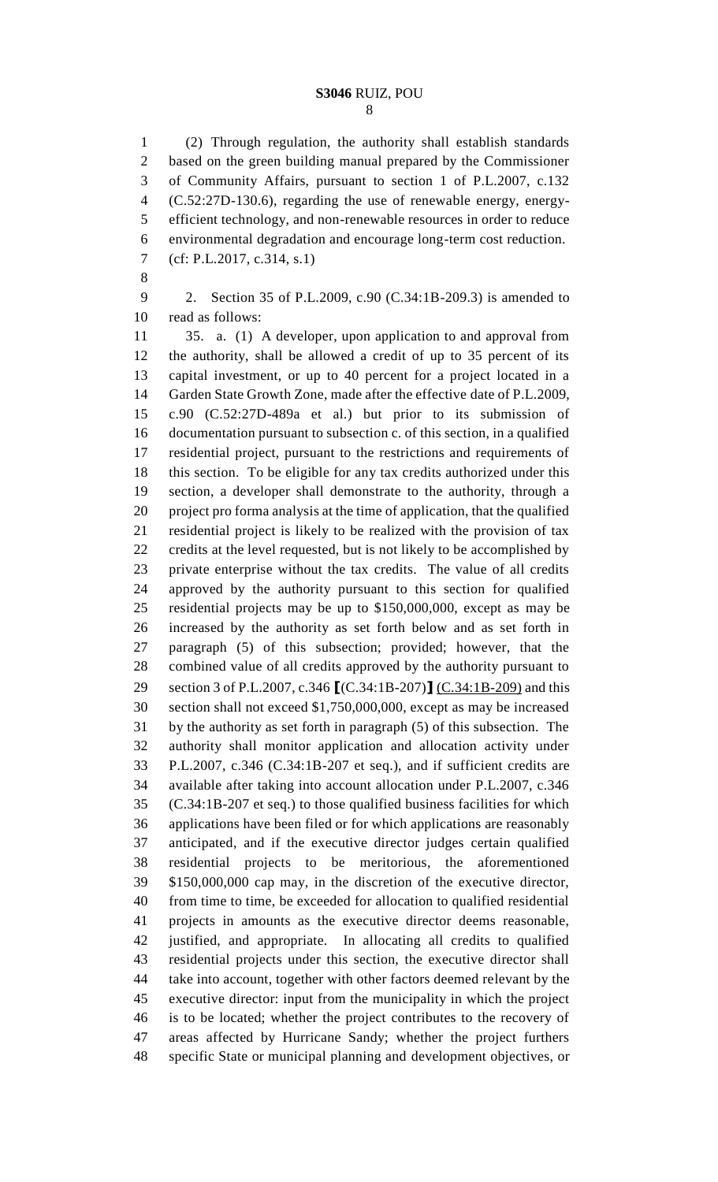(2) Through regulation, the authority shall establish standards based on the green building manual prepared by the Commissioner of Community Affairs, pursuant to section 1 of P.L.2007, c.132 (C.52:27D-130.6), regarding the use of renewable energy, energy-efficient technology, and non-renewable resources in order to reduce environmental degradation and encourage long-term cost reduction.

(cf: P.L.2017, c.314, s.1)

2. Section 35 of P.L.2009, c.90 (C.34:1B-209.3) is amended to read as follows:

35. a. (1) A developer, upon application to and approval from the authority, shall be allowed a credit of up to 35 percent of its capital investment, or up to 40 percent for a project located in a Garden State Growth Zone, made after the effective date of P.L.2009, c.90 (C.52:27D-489a et al.) but prior to its submission of documentation pursuant to subsection c. of this section, in a qualified residential project, pursuant to the restrictions and requirements of this section. To be eligible for any tax credits authorized under this section, a developer shall demonstrate to the authority, through a project pro forma analysis at the time of application, that the qualified residential project is likely to be realized with the provision of tax credits at the level requested, but is not likely to be accomplished by private enterprise without the tax credits. The value of all credits approved by the authority pursuant to this section for qualified residential projects may be up to $150,000,000, except as may be increased by the authority as set forth below and as set forth in paragraph (5) of this subsection; provided; however, that the combined value of all credits approved by the authority pursuant to section 3 of P.L.2007, c.346 [(C.34:1B-207)] <u>(C.34:1B-209)</u> and this section shall not exceed $1,750,000,000, except as may be increased by the authority as set forth in paragraph (5) of this subsection. The authority shall monitor application and allocation activity under P.L.2007, c.346 (C.34:1B-207 et seq.), and if sufficient credits are available after taking into account allocation under P.L.2007, c.346 (C.34:1B-207 et seq.) to those qualified business facilities for which applications have been filed or for which applications are reasonably anticipated, and if the executive director judges certain qualified residential projects to be meritorious, the aforementioned $150,000,000 cap may, in the discretion of the executive director, from time to time, be exceeded for allocation to qualified residential projects in amounts as the executive director deems reasonable, justified, and appropriate. In allocating all credits to qualified residential projects under this section, the executive director shall take into account, together with other factors deemed relevant by the executive director: input from the municipality in which the project is to be located; whether the project contributes to the recovery of areas affected by Hurricane Sandy; whether the project furthers specific State or municipal planning and development objectives, or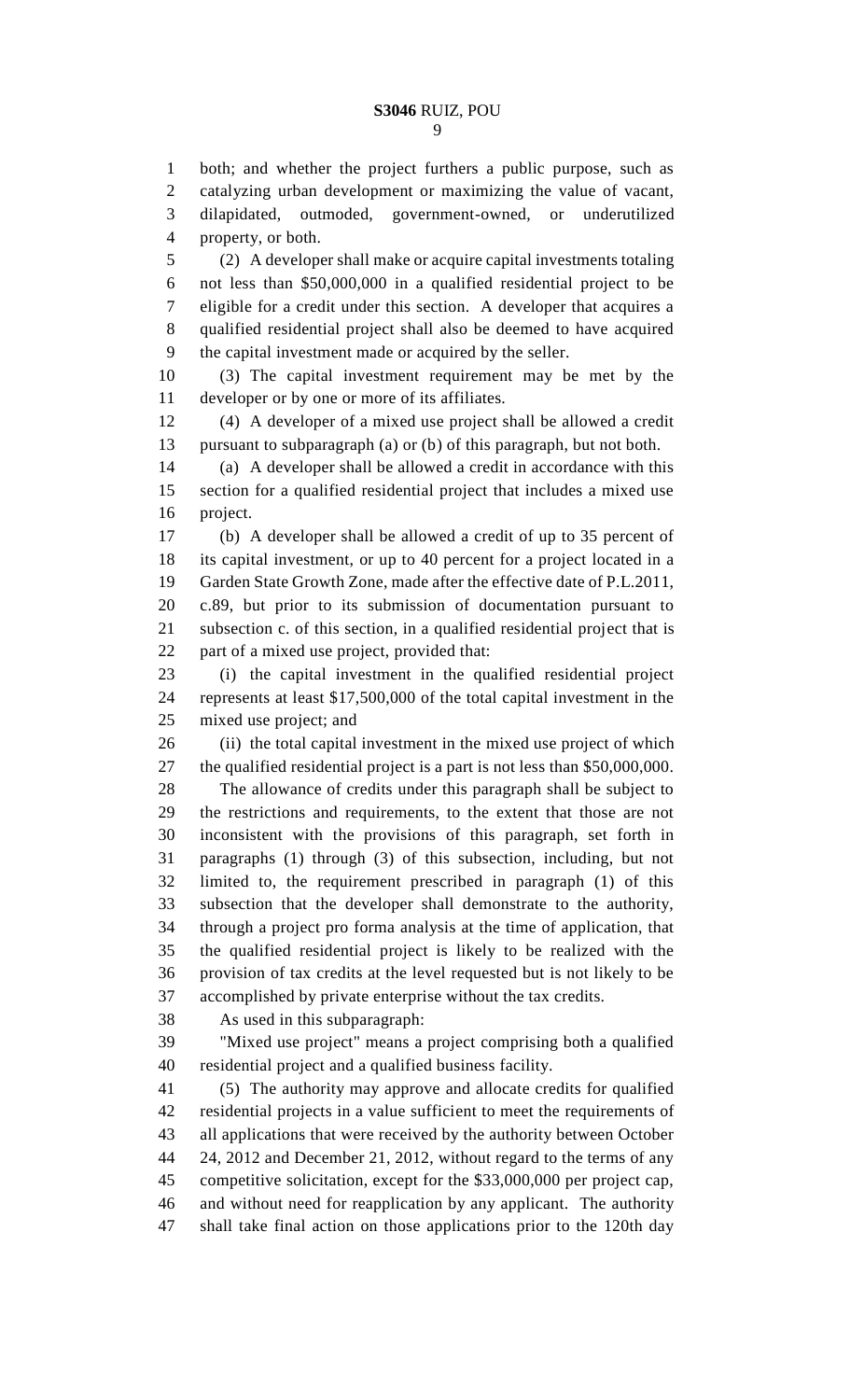both; and whether the project furthers a public purpose, such as catalyzing urban development or maximizing the value of vacant, dilapidated, outmoded, government-owned, or underutilized property, or both.

(2) A developer shall make or acquire capital investments totaling not less than $50,000,000 in a qualified residential project to be eligible for a credit under this section. A developer that acquires a qualified residential project shall also be deemed to have acquired the capital investment made or acquired by the seller.

(3) The capital investment requirement may be met by the developer or by one or more of its affiliates.

(4) A developer of a mixed use project shall be allowed a credit pursuant to subparagraph (a) or (b) of this paragraph, but not both.

(a) A developer shall be allowed a credit in accordance with this section for a qualified residential project that includes a mixed use project.

(b) A developer shall be allowed a credit of up to 35 percent of its capital investment, or up to 40 percent for a project located in a Garden State Growth Zone, made after the effective date of P.L.2011, c.89, but prior to its submission of documentation pursuant to subsection c. of this section, in a qualified residential project that is part of a mixed use project, provided that:

(i) the capital investment in the qualified residential project represents at least $17,500,000 of the total capital investment in the mixed use project; and

(ii) the total capital investment in the mixed use project of which the qualified residential project is a part is not less than $50,000,000.

The allowance of credits under this paragraph shall be subject to the restrictions and requirements, to the extent that those are not inconsistent with the provisions of this paragraph, set forth in paragraphs (1) through (3) of this subsection, including, but not limited to, the requirement prescribed in paragraph (1) of this subsection that the developer shall demonstrate to the authority, through a project pro forma analysis at the time of application, that the qualified residential project is likely to be realized with the provision of tax credits at the level requested but is not likely to be accomplished by private enterprise without the tax credits.

As used in this subparagraph:

"Mixed use project" means a project comprising both a qualified residential project and a qualified business facility.

(5) The authority may approve and allocate credits for qualified residential projects in a value sufficient to meet the requirements of all applications that were received by the authority between October 24, 2012 and December 21, 2012, without regard to the terms of any competitive solicitation, except for the $33,000,000 per project cap, and without need for reapplication by any applicant. The authority shall take final action on those applications prior to the 120th day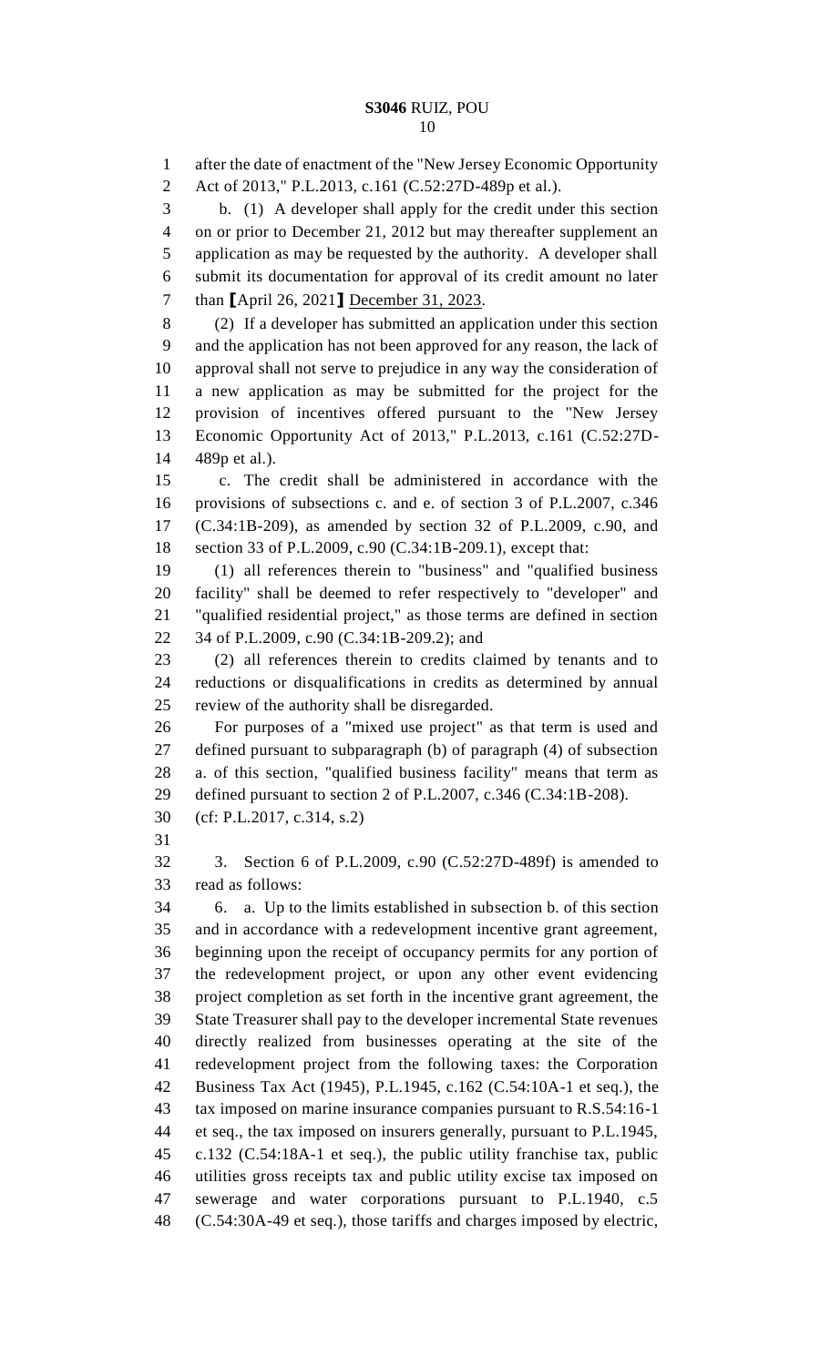after the date of enactment of the "New Jersey Economic Opportunity Act of 2013," P.L.2013, c.161 (C.52:27D-489p et al.).

b. (1) A developer shall apply for the credit under this section on or prior to December 21, 2012 but may thereafter supplement an application as may be requested by the authority. A developer shall submit its documentation for approval of its credit amount no later than ⟦April 26, 2021⟧ <u>December 31, 2023</u>.

(2) If a developer has submitted an application under this section and the application has not been approved for any reason, the lack of approval shall not serve to prejudice in any way the consideration of a new application as may be submitted for the project for the provision of incentives offered pursuant to the "New Jersey Economic Opportunity Act of 2013," P.L.2013, c.161 (C.52:27D-489p et al.).

c. The credit shall be administered in accordance with the provisions of subsections c. and e. of section 3 of P.L.2007, c.346 (C.34:1B-209), as amended by section 32 of P.L.2009, c.90, and section 33 of P.L.2009, c.90 (C.34:1B-209.1), except that:

(1) all references therein to "business" and "qualified business facility" shall be deemed to refer respectively to "developer" and "qualified residential project," as those terms are defined in section 34 of P.L.2009, c.90 (C.34:1B-209.2); and

(2) all references therein to credits claimed by tenants and to reductions or disqualifications in credits as determined by annual review of the authority shall be disregarded.

For purposes of a "mixed use project" as that term is used and defined pursuant to subparagraph (b) of paragraph (4) of subsection a. of this section, "qualified business facility" means that term as defined pursuant to section 2 of P.L.2007, c.346 (C.34:1B-208).

(cf: P.L.2017, c.314, s.2)

3. Section 6 of P.L.2009, c.90 (C.52:27D-489f) is amended to read as follows:

6. a. Up to the limits established in subsection b. of this section and in accordance with a redevelopment incentive grant agreement, beginning upon the receipt of occupancy permits for any portion of the redevelopment project, or upon any other event evidencing project completion as set forth in the incentive grant agreement, the State Treasurer shall pay to the developer incremental State revenues directly realized from businesses operating at the site of the redevelopment project from the following taxes: the Corporation Business Tax Act (1945), P.L.1945, c.162 (C.54:10A-1 et seq.), the tax imposed on marine insurance companies pursuant to R.S.54:16-1 et seq., the tax imposed on insurers generally, pursuant to P.L.1945, c.132 (C.54:18A-1 et seq.), the public utility franchise tax, public utilities gross receipts tax and public utility excise tax imposed on sewerage and water corporations pursuant to P.L.1940, c.5 (C.54:30A-49 et seq.), those tariffs and charges imposed by electric,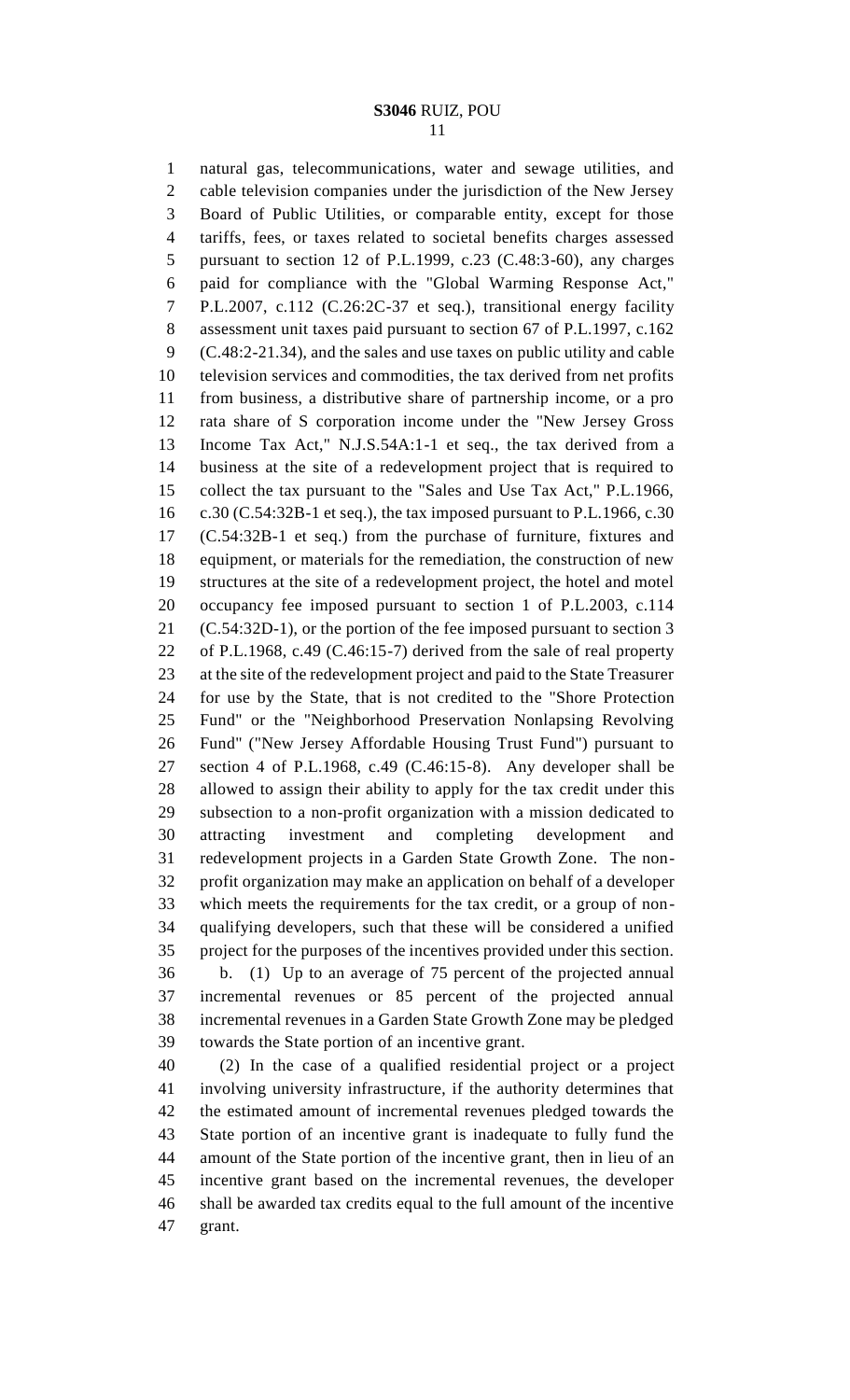natural gas, telecommunications, water and sewage utilities, and cable television companies under the jurisdiction of the New Jersey Board of Public Utilities, or comparable entity, except for those tariffs, fees, or taxes related to societal benefits charges assessed pursuant to section 12 of P.L.1999, c.23 (C.48:3-60), any charges paid for compliance with the "Global Warming Response Act," P.L.2007, c.112 (C.26:2C-37 et seq.), transitional energy facility assessment unit taxes paid pursuant to section 67 of P.L.1997, c.162 (C.48:2-21.34), and the sales and use taxes on public utility and cable television services and commodities, the tax derived from net profits from business, a distributive share of partnership income, or a pro rata share of S corporation income under the "New Jersey Gross Income Tax Act," N.J.S.54A:1-1 et seq., the tax derived from a business at the site of a redevelopment project that is required to collect the tax pursuant to the "Sales and Use Tax Act," P.L.1966, c.30 (C.54:32B-1 et seq.), the tax imposed pursuant to P.L.1966, c.30 (C.54:32B-1 et seq.) from the purchase of furniture, fixtures and equipment, or materials for the remediation, the construction of new structures at the site of a redevelopment project, the hotel and motel occupancy fee imposed pursuant to section 1 of P.L.2003, c.114 (C.54:32D-1), or the portion of the fee imposed pursuant to section 3 of P.L.1968, c.49 (C.46:15-7) derived from the sale of real property at the site of the redevelopment project and paid to the State Treasurer for use by the State, that is not credited to the "Shore Protection Fund" or the "Neighborhood Preservation Nonlapsing Revolving Fund" ("New Jersey Affordable Housing Trust Fund") pursuant to section 4 of P.L.1968, c.49 (C.46:15-8). Any developer shall be allowed to assign their ability to apply for the tax credit under this subsection to a non-profit organization with a mission dedicated to attracting investment and completing development and redevelopment projects in a Garden State Growth Zone. The non-profit organization may make an application on behalf of a developer which meets the requirements for the tax credit, or a group of non-qualifying developers, such that these will be considered a unified project for the purposes of the incentives provided under this section.

b. (1) Up to an average of 75 percent of the projected annual incremental revenues or 85 percent of the projected annual incremental revenues in a Garden State Growth Zone may be pledged towards the State portion of an incentive grant.

(2) In the case of a qualified residential project or a project involving university infrastructure, if the authority determines that the estimated amount of incremental revenues pledged towards the State portion of an incentive grant is inadequate to fully fund the amount of the State portion of the incentive grant, then in lieu of an incentive grant based on the incremental revenues, the developer shall be awarded tax credits equal to the full amount of the incentive grant.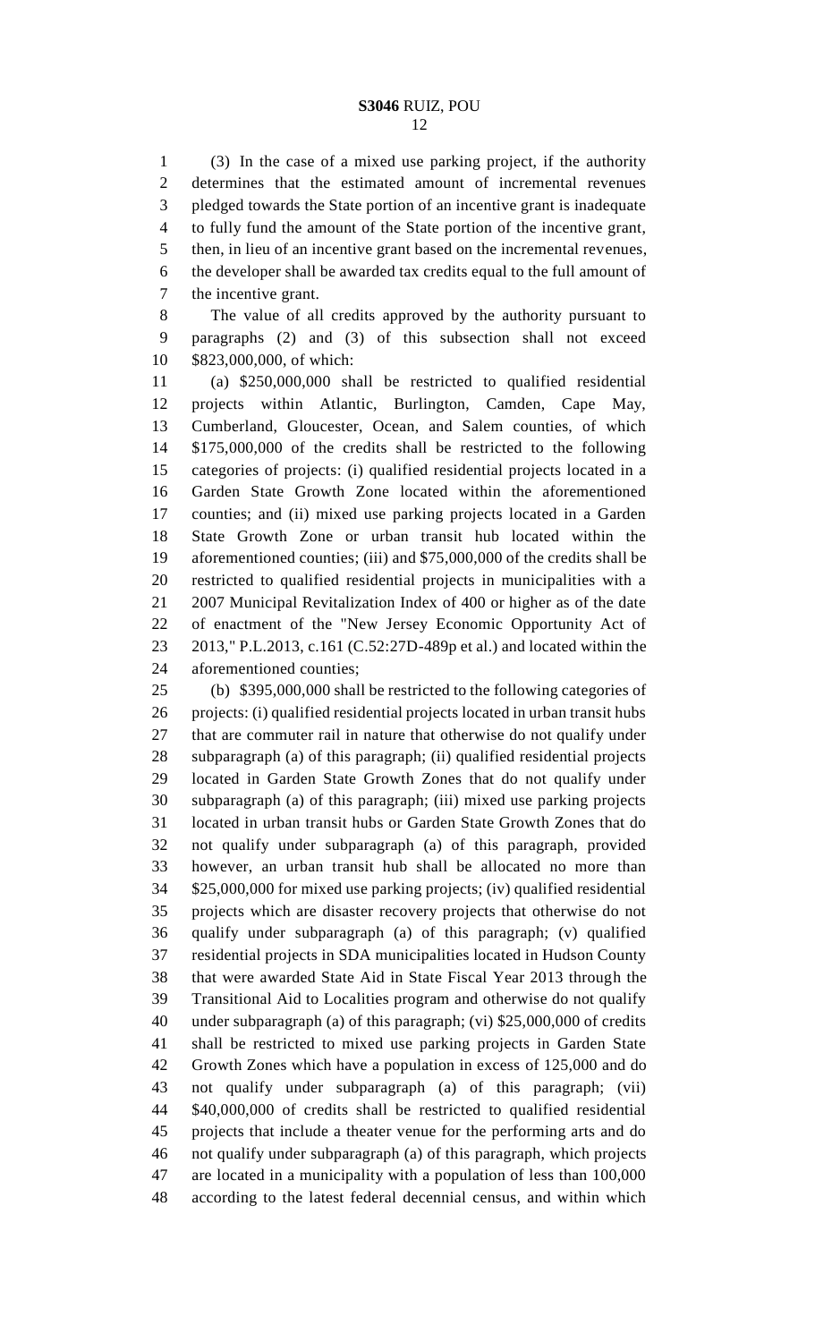(3) In the case of a mixed use parking project, if the authority determines that the estimated amount of incremental revenues pledged towards the State portion of an incentive grant is inadequate to fully fund the amount of the State portion of the incentive grant, then, in lieu of an incentive grant based on the incremental revenues, the developer shall be awarded tax credits equal to the full amount of the incentive grant.

The value of all credits approved by the authority pursuant to paragraphs (2) and (3) of this subsection shall not exceed $823,000,000, of which:

(a) $250,000,000 shall be restricted to qualified residential projects within Atlantic, Burlington, Camden, Cape May, Cumberland, Gloucester, Ocean, and Salem counties, of which $175,000,000 of the credits shall be restricted to the following categories of projects: (i) qualified residential projects located in a Garden State Growth Zone located within the aforementioned counties; and (ii) mixed use parking projects located in a Garden State Growth Zone or urban transit hub located within the aforementioned counties; (iii) and $75,000,000 of the credits shall be restricted to qualified residential projects in municipalities with a 2007 Municipal Revitalization Index of 400 or higher as of the date of enactment of the "New Jersey Economic Opportunity Act of 2013," P.L.2013, c.161 (C.52:27D-489p et al.) and located within the aforementioned counties;

(b) $395,000,000 shall be restricted to the following categories of projects: (i) qualified residential projects located in urban transit hubs that are commuter rail in nature that otherwise do not qualify under subparagraph (a) of this paragraph; (ii) qualified residential projects located in Garden State Growth Zones that do not qualify under subparagraph (a) of this paragraph; (iii) mixed use parking projects located in urban transit hubs or Garden State Growth Zones that do not qualify under subparagraph (a) of this paragraph, provided however, an urban transit hub shall be allocated no more than $25,000,000 for mixed use parking projects; (iv) qualified residential projects which are disaster recovery projects that otherwise do not qualify under subparagraph (a) of this paragraph; (v) qualified residential projects in SDA municipalities located in Hudson County that were awarded State Aid in State Fiscal Year 2013 through the Transitional Aid to Localities program and otherwise do not qualify under subparagraph (a) of this paragraph; (vi) $25,000,000 of credits shall be restricted to mixed use parking projects in Garden State Growth Zones which have a population in excess of 125,000 and do not qualify under subparagraph (a) of this paragraph; (vii) $40,000,000 of credits shall be restricted to qualified residential projects that include a theater venue for the performing arts and do not qualify under subparagraph (a) of this paragraph, which projects are located in a municipality with a population of less than 100,000 according to the latest federal decennial census, and within which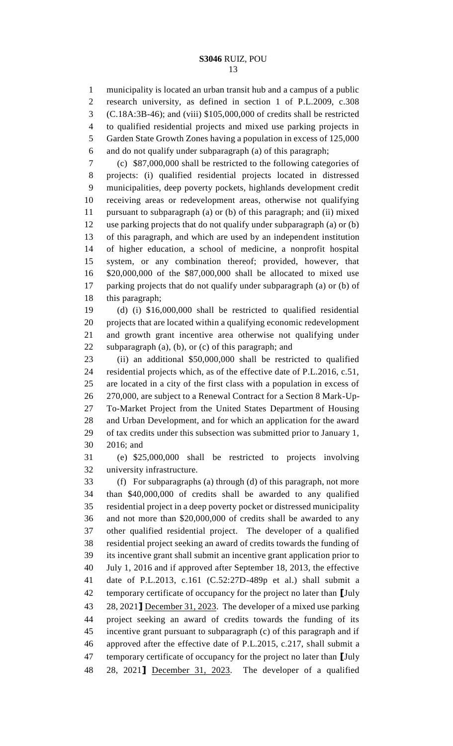municipality is located an urban transit hub and a campus of a public research university, as defined in section 1 of P.L.2009, c.308 (C.18A:3B-46); and (viii) $105,000,000 of credits shall be restricted to qualified residential projects and mixed use parking projects in Garden State Growth Zones having a population in excess of 125,000 and do not qualify under subparagraph (a) of this paragraph;

(c) $87,000,000 shall be restricted to the following categories of projects: (i) qualified residential projects located in distressed municipalities, deep poverty pockets, highlands development credit receiving areas or redevelopment areas, otherwise not qualifying pursuant to subparagraph (a) or (b) of this paragraph; and (ii) mixed use parking projects that do not qualify under subparagraph (a) or (b) of this paragraph, and which are used by an independent institution of higher education, a school of medicine, a nonprofit hospital system, or any combination thereof; provided, however, that $20,000,000 of the $87,000,000 shall be allocated to mixed use parking projects that do not qualify under subparagraph (a) or (b) of this paragraph;

(d) (i) $16,000,000 shall be restricted to qualified residential projects that are located within a qualifying economic redevelopment and growth grant incentive area otherwise not qualifying under subparagraph (a), (b), or (c) of this paragraph; and

(ii) an additional $50,000,000 shall be restricted to qualified residential projects which, as of the effective date of P.L.2016, c.51, are located in a city of the first class with a population in excess of 270,000, are subject to a Renewal Contract for a Section 8 Mark-Up-To-Market Project from the United States Department of Housing and Urban Development, and for which an application for the award of tax credits under this subsection was submitted prior to January 1, 2016; and

(e) $25,000,000 shall be restricted to projects involving university infrastructure.

(f) For subparagraphs (a) through (d) of this paragraph, not more than $40,000,000 of credits shall be awarded to any qualified residential project in a deep poverty pocket or distressed municipality and not more than $20,000,000 of credits shall be awarded to any other qualified residential project. The developer of a qualified residential project seeking an award of credits towards the funding of its incentive grant shall submit an incentive grant application prior to July 1, 2016 and if approved after September 18, 2013, the effective date of P.L.2013, c.161 (C.52:27D-489p et al.) shall submit a temporary certificate of occupancy for the project no later than ⟦July 28, 2021⟧ <u>December 31, 2023</u>. The developer of a mixed use parking project seeking an award of credits towards the funding of its incentive grant pursuant to subparagraph (c) of this paragraph and if approved after the effective date of P.L.2015, c.217, shall submit a temporary certificate of occupancy for the project no later than ⟦July 28, 2021⟧ <u>December 31, 2023</u>. The developer of a qualified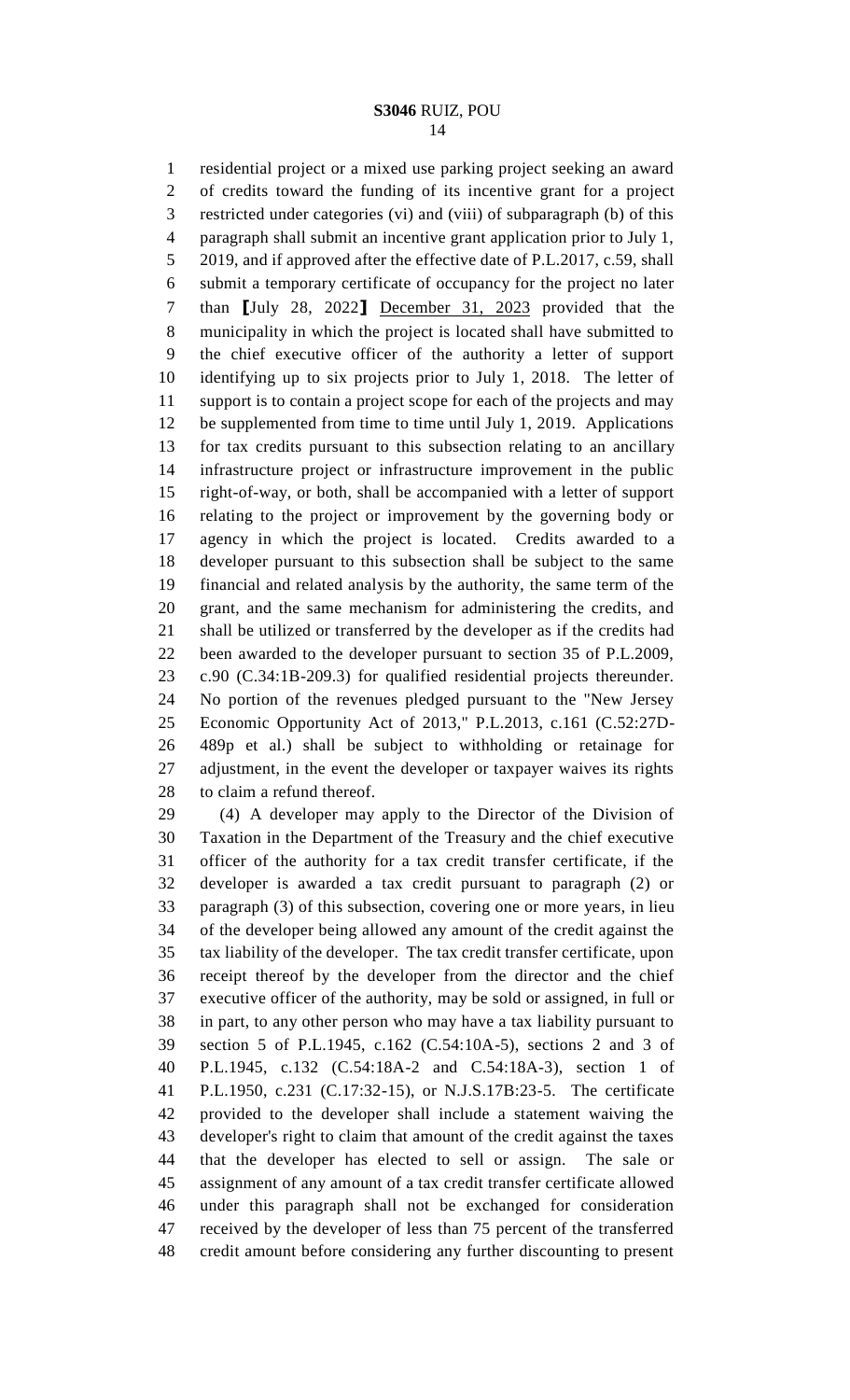residential project or a mixed use parking project seeking an award of credits toward the funding of its incentive grant for a project restricted under categories (vi) and (viii) of subparagraph (b) of this paragraph shall submit an incentive grant application prior to July 1, 2019, and if approved after the effective date of P.L.2017, c.59, shall submit a temporary certificate of occupancy for the project no later than [July 28, 2022] December 31, 2023 provided that the municipality in which the project is located shall have submitted to the chief executive officer of the authority a letter of support identifying up to six projects prior to July 1, 2018. The letter of support is to contain a project scope for each of the projects and may be supplemented from time to time until July 1, 2019. Applications for tax credits pursuant to this subsection relating to an ancillary infrastructure project or infrastructure improvement in the public right-of-way, or both, shall be accompanied with a letter of support relating to the project or improvement by the governing body or agency in which the project is located. Credits awarded to a developer pursuant to this subsection shall be subject to the same financial and related analysis by the authority, the same term of the grant, and the same mechanism for administering the credits, and shall be utilized or transferred by the developer as if the credits had been awarded to the developer pursuant to section 35 of P.L.2009, c.90 (C.34:1B-209.3) for qualified residential projects thereunder. No portion of the revenues pledged pursuant to the "New Jersey Economic Opportunity Act of 2013," P.L.2013, c.161 (C.52:27D-489p et al.) shall be subject to withholding or retainage for adjustment, in the event the developer or taxpayer waives its rights to claim a refund thereof.

(4) A developer may apply to the Director of the Division of Taxation in the Department of the Treasury and the chief executive officer of the authority for a tax credit transfer certificate, if the developer is awarded a tax credit pursuant to paragraph (2) or paragraph (3) of this subsection, covering one or more years, in lieu of the developer being allowed any amount of the credit against the tax liability of the developer. The tax credit transfer certificate, upon receipt thereof by the developer from the director and the chief executive officer of the authority, may be sold or assigned, in full or in part, to any other person who may have a tax liability pursuant to section 5 of P.L.1945, c.162 (C.54:10A-5), sections 2 and 3 of P.L.1945, c.132 (C.54:18A-2 and C.54:18A-3), section 1 of P.L.1950, c.231 (C.17:32-15), or N.J.S.17B:23-5. The certificate provided to the developer shall include a statement waiving the developer's right to claim that amount of the credit against the taxes that the developer has elected to sell or assign. The sale or assignment of any amount of a tax credit transfer certificate allowed under this paragraph shall not be exchanged for consideration received by the developer of less than 75 percent of the transferred credit amount before considering any further discounting to present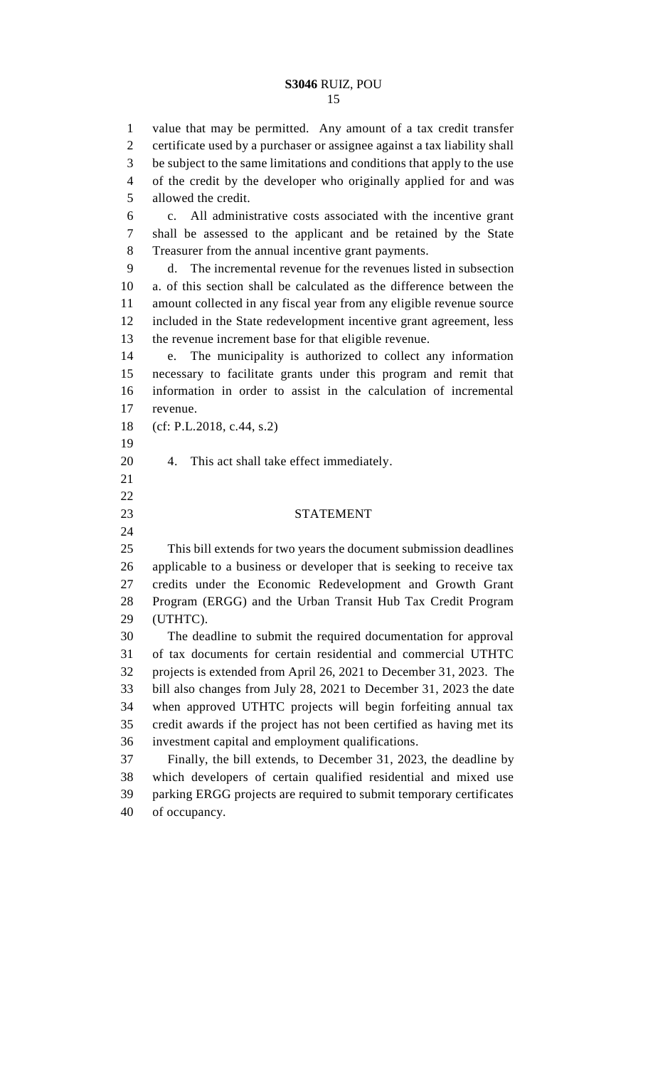value that may be permitted. Any amount of a tax credit transfer certificate used by a purchaser or assignee against a tax liability shall be subject to the same limitations and conditions that apply to the use of the credit by the developer who originally applied for and was allowed the credit.

c. All administrative costs associated with the incentive grant shall be assessed to the applicant and be retained by the State Treasurer from the annual incentive grant payments.

d. The incremental revenue for the revenues listed in subsection a. of this section shall be calculated as the difference between the amount collected in any fiscal year from any eligible revenue source included in the State redevelopment incentive grant agreement, less the revenue increment base for that eligible revenue.

e. The municipality is authorized to collect any information necessary to facilitate grants under this program and remit that information in order to assist in the calculation of incremental revenue.

(cf: P.L.2018, c.44, s.2)

4. This act shall take effect immediately.

## STATEMENT

This bill extends for two years the document submission deadlines applicable to a business or developer that is seeking to receive tax credits under the Economic Redevelopment and Growth Grant Program (ERGG) and the Urban Transit Hub Tax Credit Program (UTHTC).

The deadline to submit the required documentation for approval of tax documents for certain residential and commercial UTHTC projects is extended from April 26, 2021 to December 31, 2023. The bill also changes from July 28, 2021 to December 31, 2023 the date when approved UTHTC projects will begin forfeiting annual tax credit awards if the project has not been certified as having met its investment capital and employment qualifications.

Finally, the bill extends, to December 31, 2023, the deadline by which developers of certain qualified residential and mixed use parking ERGG projects are required to submit temporary certificates of occupancy.